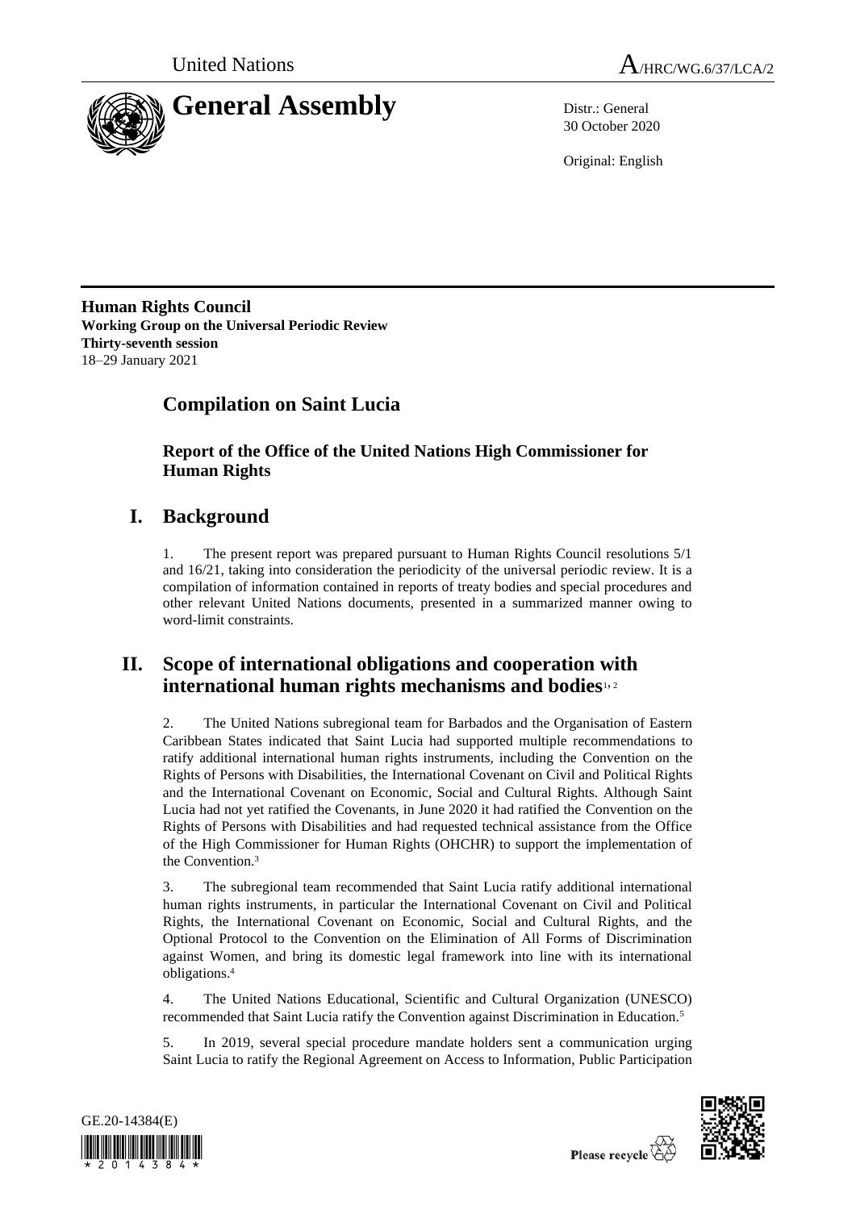United Nations A/HRC/WG.6/37/LCA/2

# General Assembly

Distr.: General
30 October 2020

Original: English

**Human Rights Council**
**Working Group on the Universal Periodic Review**
**Thirty-seventh session**
18–29 January 2021

## Compilation on Saint Lucia

### Report of the Office of the United Nations High Commissioner for Human Rights

## I. Background

1. The present report was prepared pursuant to Human Rights Council resolutions 5/1 and 16/21, taking into consideration the periodicity of the universal periodic review. It is a compilation of information contained in reports of treaty bodies and special procedures and other relevant United Nations documents, presented in a summarized manner owing to word-limit constraints.

## II. Scope of international obligations and cooperation with international human rights mechanisms and bodies[1, 2]

2. The United Nations subregional team for Barbados and the Organisation of Eastern Caribbean States indicated that Saint Lucia had supported multiple recommendations to ratify additional international human rights instruments, including the Convention on the Rights of Persons with Disabilities, the International Covenant on Civil and Political Rights and the International Covenant on Economic, Social and Cultural Rights. Although Saint Lucia had not yet ratified the Covenants, in June 2020 it had ratified the Convention on the Rights of Persons with Disabilities and had requested technical assistance from the Office of the High Commissioner for Human Rights (OHCHR) to support the implementation of the Convention.[3]

3. The subregional team recommended that Saint Lucia ratify additional international human rights instruments, in particular the International Covenant on Civil and Political Rights, the International Covenant on Economic, Social and Cultural Rights, and the Optional Protocol to the Convention on the Elimination of All Forms of Discrimination against Women, and bring its domestic legal framework into line with its international obligations.[4]

4. The United Nations Educational, Scientific and Cultural Organization (UNESCO) recommended that Saint Lucia ratify the Convention against Discrimination in Education.[5]

5. In 2019, several special procedure mandate holders sent a communication urging Saint Lucia to ratify the Regional Agreement on Access to Information, Public Participation

GE.20-14384(E)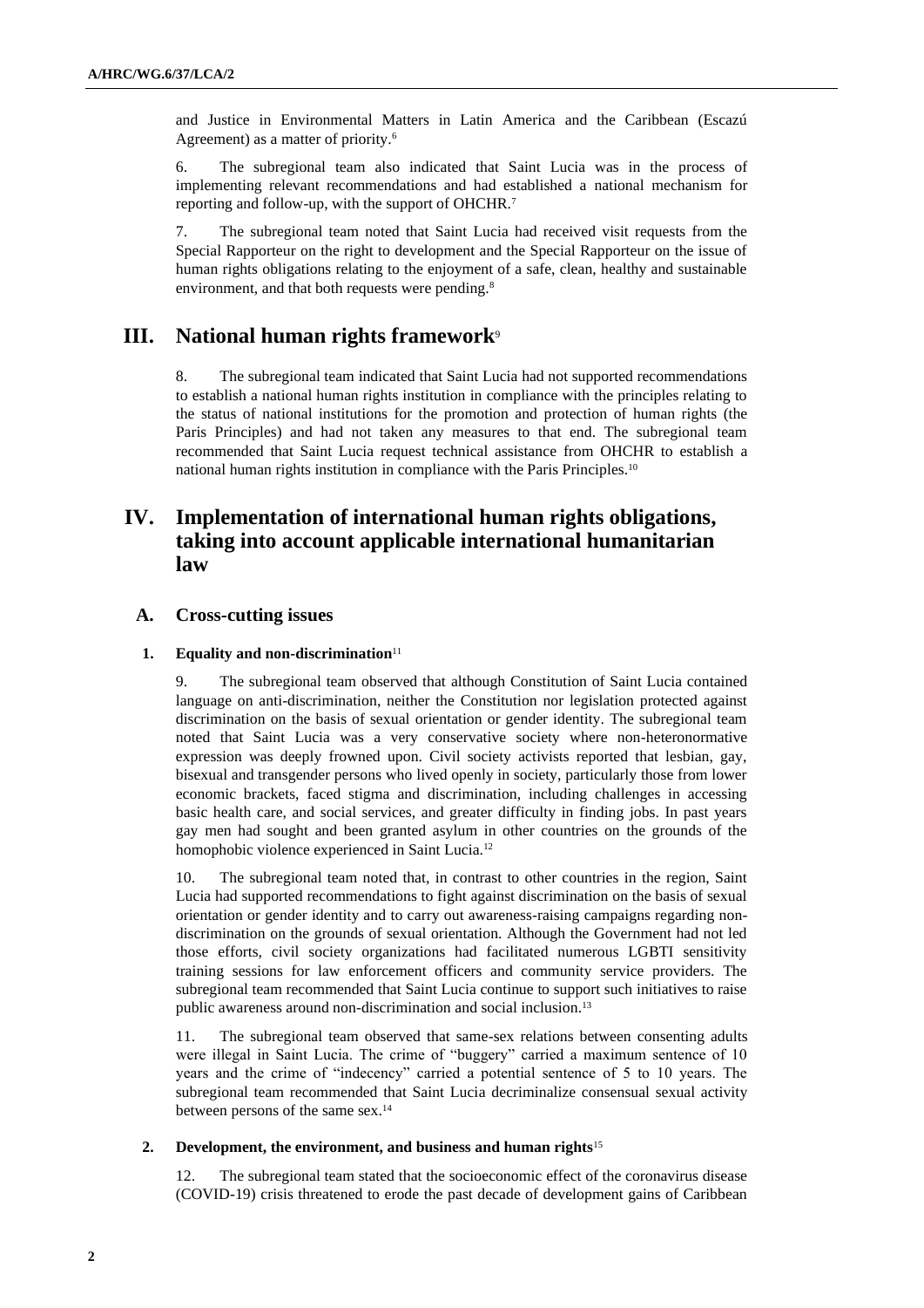and Justice in Environmental Matters in Latin America and the Caribbean (Escazú Agreement) as a matter of priority.[6]

6. The subregional team also indicated that Saint Lucia was in the process of implementing relevant recommendations and had established a national mechanism for reporting and follow-up, with the support of OHCHR.[7]

7. The subregional team noted that Saint Lucia had received visit requests from the Special Rapporteur on the right to development and the Special Rapporteur on the issue of human rights obligations relating to the enjoyment of a safe, clean, healthy and sustainable environment, and that both requests were pending.[8]

## III. National human rights framework[9]

8. The subregional team indicated that Saint Lucia had not supported recommendations to establish a national human rights institution in compliance with the principles relating to the status of national institutions for the promotion and protection of human rights (the Paris Principles) and had not taken any measures to that end. The subregional team recommended that Saint Lucia request technical assistance from OHCHR to establish a national human rights institution in compliance with the Paris Principles.[10]

## IV. Implementation of international human rights obligations, taking into account applicable international humanitarian law

### A. Cross-cutting issues

#### 1. Equality and non-discrimination[11]

9. The subregional team observed that although Constitution of Saint Lucia contained language on anti-discrimination, neither the Constitution nor legislation protected against discrimination on the basis of sexual orientation or gender identity. The subregional team noted that Saint Lucia was a very conservative society where non-heteronormative expression was deeply frowned upon. Civil society activists reported that lesbian, gay, bisexual and transgender persons who lived openly in society, particularly those from lower economic brackets, faced stigma and discrimination, including challenges in accessing basic health care, and social services, and greater difficulty in finding jobs. In past years gay men had sought and been granted asylum in other countries on the grounds of the homophobic violence experienced in Saint Lucia.[12]

10. The subregional team noted that, in contrast to other countries in the region, Saint Lucia had supported recommendations to fight against discrimination on the basis of sexual orientation or gender identity and to carry out awareness-raising campaigns regarding non-discrimination on the grounds of sexual orientation. Although the Government had not led those efforts, civil society organizations had facilitated numerous LGBTI sensitivity training sessions for law enforcement officers and community service providers. The subregional team recommended that Saint Lucia continue to support such initiatives to raise public awareness around non-discrimination and social inclusion.[13]

11. The subregional team observed that same-sex relations between consenting adults were illegal in Saint Lucia. The crime of "buggery" carried a maximum sentence of 10 years and the crime of "indecency" carried a potential sentence of 5 to 10 years. The subregional team recommended that Saint Lucia decriminalize consensual sexual activity between persons of the same sex.[14]

#### 2. Development, the environment, and business and human rights[15]

12. The subregional team stated that the socioeconomic effect of the coronavirus disease (COVID-19) crisis threatened to erode the past decade of development gains of Caribbean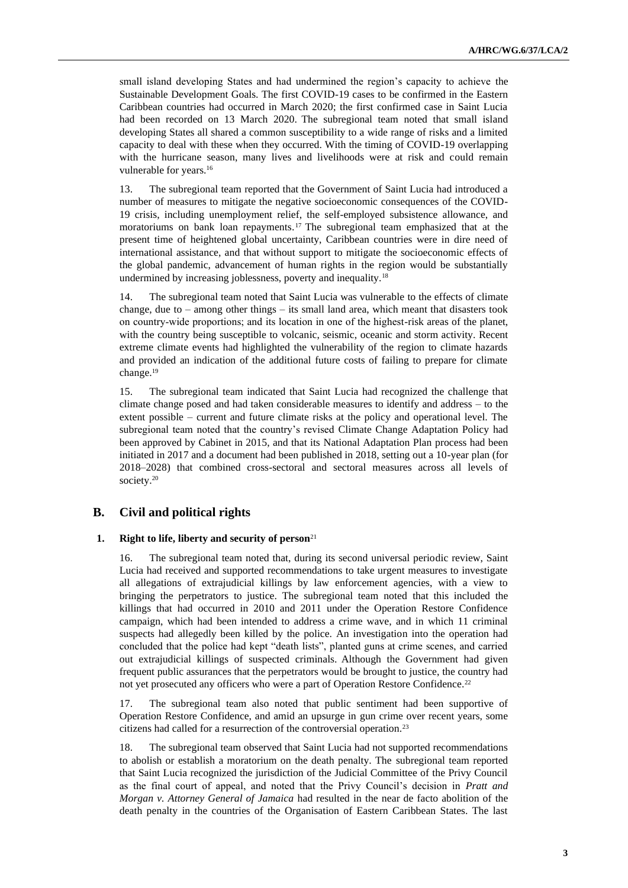small island developing States and had undermined the region's capacity to achieve the Sustainable Development Goals. The first COVID-19 cases to be confirmed in the Eastern Caribbean countries had occurred in March 2020; the first confirmed case in Saint Lucia had been recorded on 13 March 2020. The subregional team noted that small island developing States all shared a common susceptibility to a wide range of risks and a limited capacity to deal with these when they occurred. With the timing of COVID-19 overlapping with the hurricane season, many lives and livelihoods were at risk and could remain vulnerable for years.[16]

13. The subregional team reported that the Government of Saint Lucia had introduced a number of measures to mitigate the negative socioeconomic consequences of the COVID-19 crisis, including unemployment relief, the self-employed subsistence allowance, and moratoriums on bank loan repayments.[17] The subregional team emphasized that at the present time of heightened global uncertainty, Caribbean countries were in dire need of international assistance, and that without support to mitigate the socioeconomic effects of the global pandemic, advancement of human rights in the region would be substantially undermined by increasing joblessness, poverty and inequality.[18]

14. The subregional team noted that Saint Lucia was vulnerable to the effects of climate change, due to – among other things – its small land area, which meant that disasters took on country-wide proportions; and its location in one of the highest-risk areas of the planet, with the country being susceptible to volcanic, seismic, oceanic and storm activity. Recent extreme climate events had highlighted the vulnerability of the region to climate hazards and provided an indication of the additional future costs of failing to prepare for climate change.[19]

15. The subregional team indicated that Saint Lucia had recognized the challenge that climate change posed and had taken considerable measures to identify and address – to the extent possible – current and future climate risks at the policy and operational level. The subregional team noted that the country's revised Climate Change Adaptation Policy had been approved by Cabinet in 2015, and that its National Adaptation Plan process had been initiated in 2017 and a document had been published in 2018, setting out a 10-year plan (for 2018–2028) that combined cross-sectoral and sectoral measures across all levels of society.[20]

## B. Civil and political rights

### 1. Right to life, liberty and security of person[21]

16. The subregional team noted that, during its second universal periodic review, Saint Lucia had received and supported recommendations to take urgent measures to investigate all allegations of extrajudicial killings by law enforcement agencies, with a view to bringing the perpetrators to justice. The subregional team noted that this included the killings that had occurred in 2010 and 2011 under the Operation Restore Confidence campaign, which had been intended to address a crime wave, and in which 11 criminal suspects had allegedly been killed by the police. An investigation into the operation had concluded that the police had kept "death lists", planted guns at crime scenes, and carried out extrajudicial killings of suspected criminals. Although the Government had given frequent public assurances that the perpetrators would be brought to justice, the country had not yet prosecuted any officers who were a part of Operation Restore Confidence.[22]

17. The subregional team also noted that public sentiment had been supportive of Operation Restore Confidence, and amid an upsurge in gun crime over recent years, some citizens had called for a resurrection of the controversial operation.[23]

18. The subregional team observed that Saint Lucia had not supported recommendations to abolish or establish a moratorium on the death penalty. The subregional team reported that Saint Lucia recognized the jurisdiction of the Judicial Committee of the Privy Council as the final court of appeal, and noted that the Privy Council's decision in *Pratt and Morgan v. Attorney General of Jamaica* had resulted in the near de facto abolition of the death penalty in the countries of the Organisation of Eastern Caribbean States. The last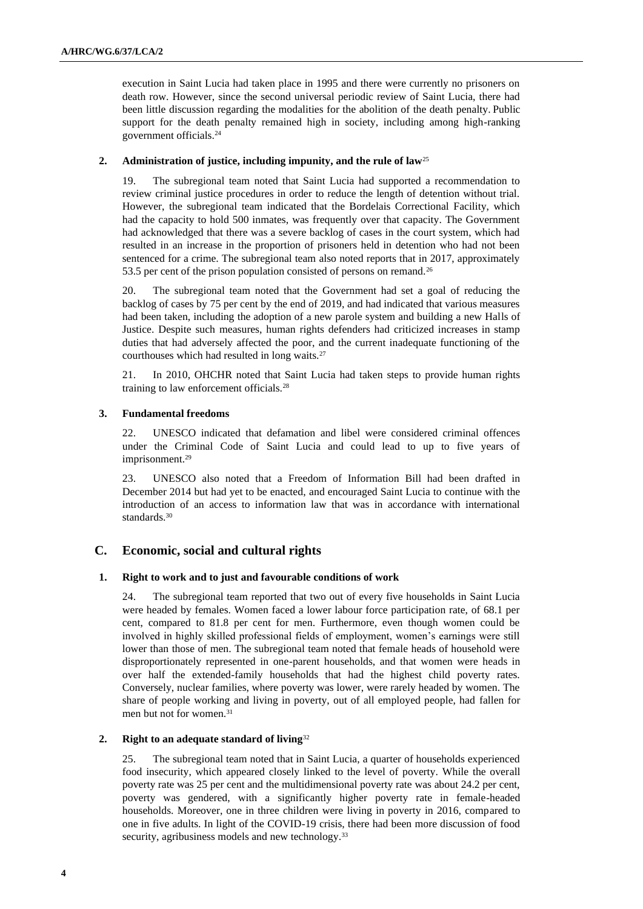execution in Saint Lucia had taken place in 1995 and there were currently no prisoners on death row. However, since the second universal periodic review of Saint Lucia, there had been little discussion regarding the modalities for the abolition of the death penalty. Public support for the death penalty remained high in society, including among high-ranking government officials.[24]

### 2. Administration of justice, including impunity, and the rule of law[25]

19. The subregional team noted that Saint Lucia had supported a recommendation to review criminal justice procedures in order to reduce the length of detention without trial. However, the subregional team indicated that the Bordelais Correctional Facility, which had the capacity to hold 500 inmates, was frequently over that capacity. The Government had acknowledged that there was a severe backlog of cases in the court system, which had resulted in an increase in the proportion of prisoners held in detention who had not been sentenced for a crime. The subregional team also noted reports that in 2017, approximately 53.5 per cent of the prison population consisted of persons on remand.[26]

20. The subregional team noted that the Government had set a goal of reducing the backlog of cases by 75 per cent by the end of 2019, and had indicated that various measures had been taken, including the adoption of a new parole system and building a new Halls of Justice. Despite such measures, human rights defenders had criticized increases in stamp duties that had adversely affected the poor, and the current inadequate functioning of the courthouses which had resulted in long waits.[27]

21. In 2010, OHCHR noted that Saint Lucia had taken steps to provide human rights training to law enforcement officials.[28]

### 3. Fundamental freedoms

22. UNESCO indicated that defamation and libel were considered criminal offences under the Criminal Code of Saint Lucia and could lead to up to five years of imprisonment.[29]

23. UNESCO also noted that a Freedom of Information Bill had been drafted in December 2014 but had yet to be enacted, and encouraged Saint Lucia to continue with the introduction of an access to information law that was in accordance with international standards.[30]

## C. Economic, social and cultural rights

### 1. Right to work and to just and favourable conditions of work

24. The subregional team reported that two out of every five households in Saint Lucia were headed by females. Women faced a lower labour force participation rate, of 68.1 per cent, compared to 81.8 per cent for men. Furthermore, even though women could be involved in highly skilled professional fields of employment, women's earnings were still lower than those of men. The subregional team noted that female heads of household were disproportionately represented in one-parent households, and that women were heads in over half the extended-family households that had the highest child poverty rates. Conversely, nuclear families, where poverty was lower, were rarely headed by women. The share of people working and living in poverty, out of all employed people, had fallen for men but not for women.[31]

### 2. Right to an adequate standard of living[32]

25. The subregional team noted that in Saint Lucia, a quarter of households experienced food insecurity, which appeared closely linked to the level of poverty. While the overall poverty rate was 25 per cent and the multidimensional poverty rate was about 24.2 per cent, poverty was gendered, with a significantly higher poverty rate in female-headed households. Moreover, one in three children were living in poverty in 2016, compared to one in five adults. In light of the COVID-19 crisis, there had been more discussion of food security, agribusiness models and new technology.[33]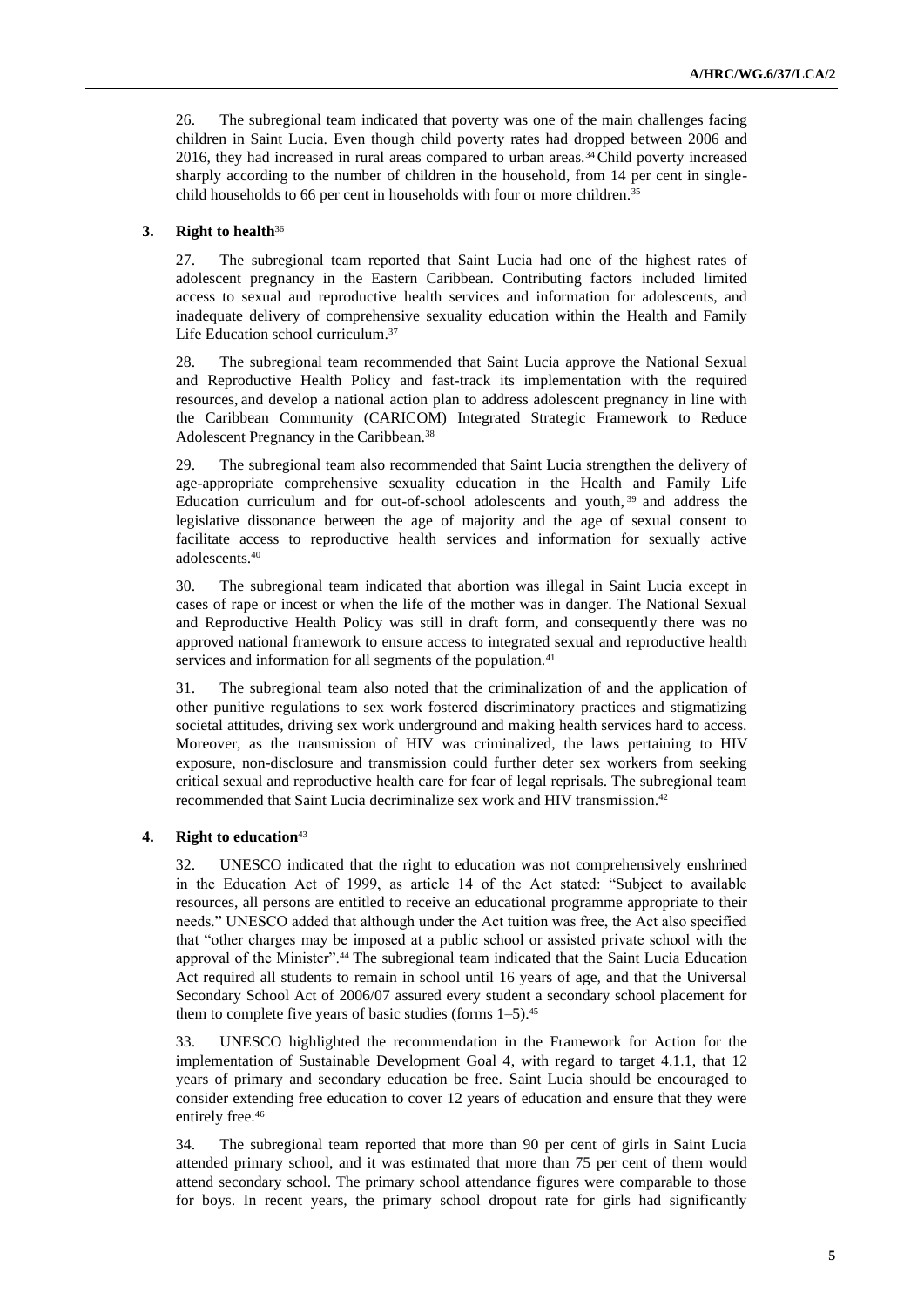26. The subregional team indicated that poverty was one of the main challenges facing children in Saint Lucia. Even though child poverty rates had dropped between 2006 and 2016, they had increased in rural areas compared to urban areas.[34] Child poverty increased sharply according to the number of children in the household, from 14 per cent in single-child households to 66 per cent in households with four or more children.[35]

### 3. Right to health[36]

27. The subregional team reported that Saint Lucia had one of the highest rates of adolescent pregnancy in the Eastern Caribbean. Contributing factors included limited access to sexual and reproductive health services and information for adolescents, and inadequate delivery of comprehensive sexuality education within the Health and Family Life Education school curriculum.[37]

28. The subregional team recommended that Saint Lucia approve the National Sexual and Reproductive Health Policy and fast-track its implementation with the required resources, and develop a national action plan to address adolescent pregnancy in line with the Caribbean Community (CARICOM) Integrated Strategic Framework to Reduce Adolescent Pregnancy in the Caribbean.[38]

29. The subregional team also recommended that Saint Lucia strengthen the delivery of age-appropriate comprehensive sexuality education in the Health and Family Life Education curriculum and for out-of-school adolescents and youth,[39] and address the legislative dissonance between the age of majority and the age of sexual consent to facilitate access to reproductive health services and information for sexually active adolescents.[40]

30. The subregional team indicated that abortion was illegal in Saint Lucia except in cases of rape or incest or when the life of the mother was in danger. The National Sexual and Reproductive Health Policy was still in draft form, and consequently there was no approved national framework to ensure access to integrated sexual and reproductive health services and information for all segments of the population.[41]

31. The subregional team also noted that the criminalization of and the application of other punitive regulations to sex work fostered discriminatory practices and stigmatizing societal attitudes, driving sex work underground and making health services hard to access. Moreover, as the transmission of HIV was criminalized, the laws pertaining to HIV exposure, non-disclosure and transmission could further deter sex workers from seeking critical sexual and reproductive health care for fear of legal reprisals. The subregional team recommended that Saint Lucia decriminalize sex work and HIV transmission.[42]

### 4. Right to education[43]

32. UNESCO indicated that the right to education was not comprehensively enshrined in the Education Act of 1999, as article 14 of the Act stated: "Subject to available resources, all persons are entitled to receive an educational programme appropriate to their needs." UNESCO added that although under the Act tuition was free, the Act also specified that "other charges may be imposed at a public school or assisted private school with the approval of the Minister".[44] The subregional team indicated that the Saint Lucia Education Act required all students to remain in school until 16 years of age, and that the Universal Secondary School Act of 2006/07 assured every student a secondary school placement for them to complete five years of basic studies (forms 1–5).[45]

33. UNESCO highlighted the recommendation in the Framework for Action for the implementation of Sustainable Development Goal 4, with regard to target 4.1.1, that 12 years of primary and secondary education be free. Saint Lucia should be encouraged to consider extending free education to cover 12 years of education and ensure that they were entirely free.[46]

34. The subregional team reported that more than 90 per cent of girls in Saint Lucia attended primary school, and it was estimated that more than 75 per cent of them would attend secondary school. The primary school attendance figures were comparable to those for boys. In recent years, the primary school dropout rate for girls had significantly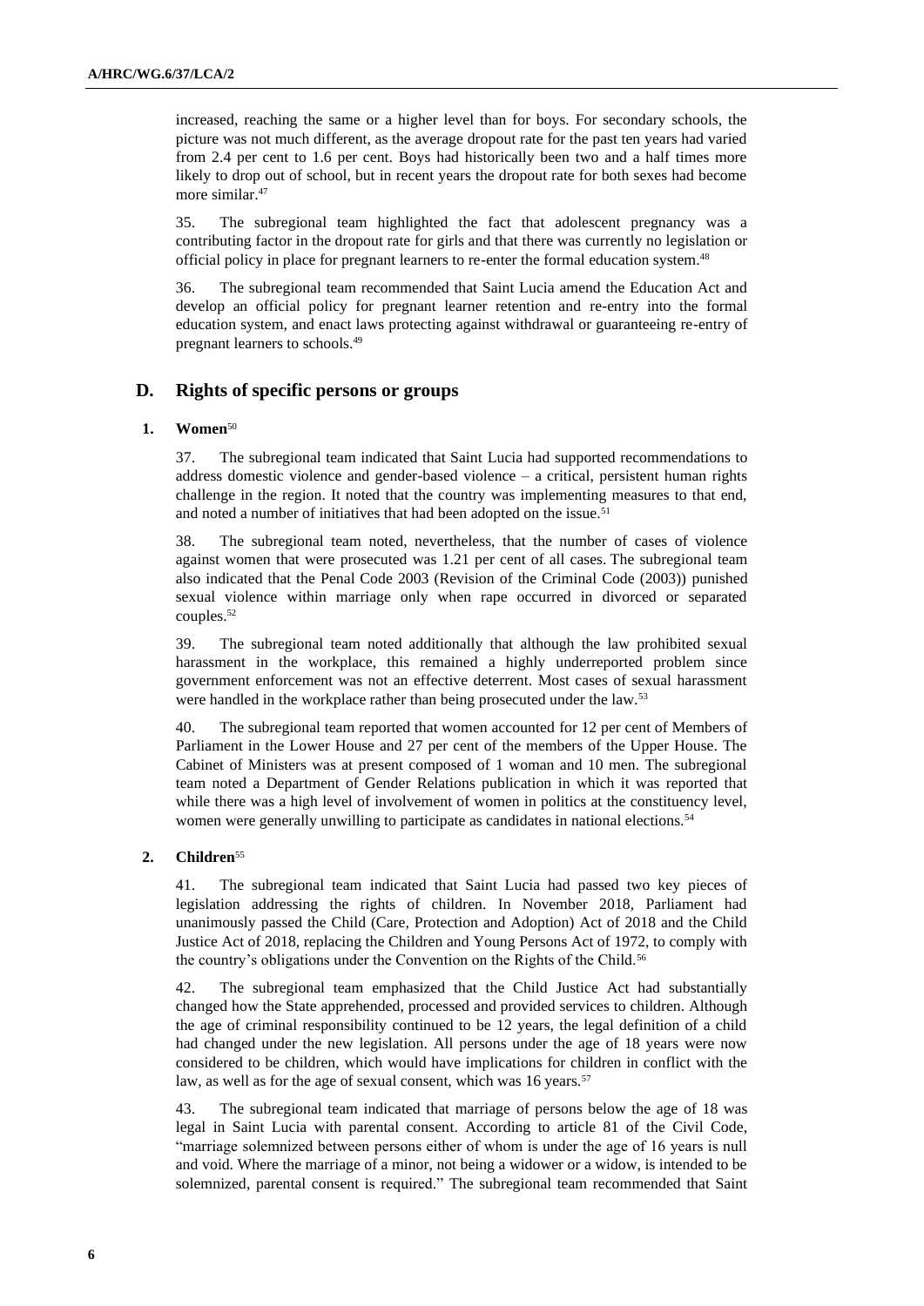increased, reaching the same or a higher level than for boys. For secondary schools, the picture was not much different, as the average dropout rate for the past ten years had varied from 2.4 per cent to 1.6 per cent. Boys had historically been two and a half times more likely to drop out of school, but in recent years the dropout rate for both sexes had become more similar.[47]

35. The subregional team highlighted the fact that adolescent pregnancy was a contributing factor in the dropout rate for girls and that there was currently no legislation or official policy in place for pregnant learners to re-enter the formal education system.[48]

36. The subregional team recommended that Saint Lucia amend the Education Act and develop an official policy for pregnant learner retention and re-entry into the formal education system, and enact laws protecting against withdrawal or guaranteeing re-entry of pregnant learners to schools.[49]

## D. Rights of specific persons or groups

### 1. Women[50]

37. The subregional team indicated that Saint Lucia had supported recommendations to address domestic violence and gender-based violence – a critical, persistent human rights challenge in the region. It noted that the country was implementing measures to that end, and noted a number of initiatives that had been adopted on the issue.[51]

38. The subregional team noted, nevertheless, that the number of cases of violence against women that were prosecuted was 1.21 per cent of all cases. The subregional team also indicated that the Penal Code 2003 (Revision of the Criminal Code (2003)) punished sexual violence within marriage only when rape occurred in divorced or separated couples.[52]

39. The subregional team noted additionally that although the law prohibited sexual harassment in the workplace, this remained a highly underreported problem since government enforcement was not an effective deterrent. Most cases of sexual harassment were handled in the workplace rather than being prosecuted under the law.[53]

40. The subregional team reported that women accounted for 12 per cent of Members of Parliament in the Lower House and 27 per cent of the members of the Upper House. The Cabinet of Ministers was at present composed of 1 woman and 10 men. The subregional team noted a Department of Gender Relations publication in which it was reported that while there was a high level of involvement of women in politics at the constituency level, women were generally unwilling to participate as candidates in national elections.[54]

### 2. Children[55]

41. The subregional team indicated that Saint Lucia had passed two key pieces of legislation addressing the rights of children. In November 2018, Parliament had unanimously passed the Child (Care, Protection and Adoption) Act of 2018 and the Child Justice Act of 2018, replacing the Children and Young Persons Act of 1972, to comply with the country's obligations under the Convention on the Rights of the Child.[56]

42. The subregional team emphasized that the Child Justice Act had substantially changed how the State apprehended, processed and provided services to children. Although the age of criminal responsibility continued to be 12 years, the legal definition of a child had changed under the new legislation. All persons under the age of 18 years were now considered to be children, which would have implications for children in conflict with the law, as well as for the age of sexual consent, which was 16 years.[57]

43. The subregional team indicated that marriage of persons below the age of 18 was legal in Saint Lucia with parental consent. According to article 81 of the Civil Code, "marriage solemnized between persons either of whom is under the age of 16 years is null and void. Where the marriage of a minor, not being a widower or a widow, is intended to be solemnized, parental consent is required." The subregional team recommended that Saint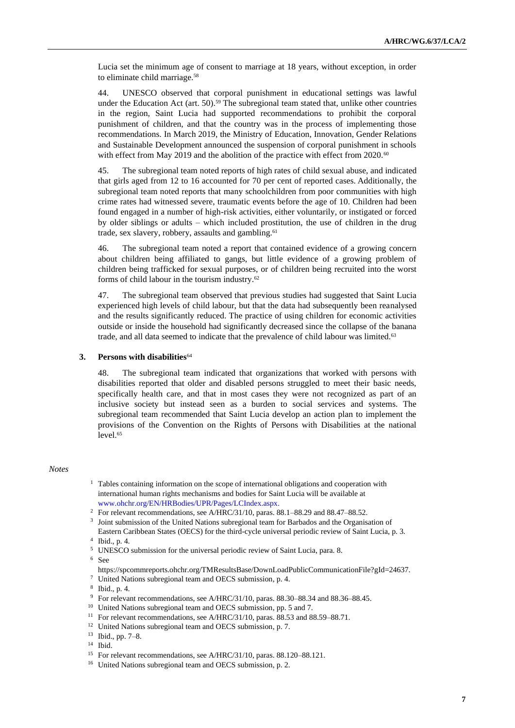Lucia set the minimum age of consent to marriage at 18 years, without exception, in order to eliminate child marriage.[58]

44. UNESCO observed that corporal punishment in educational settings was lawful under the Education Act (art. 50).[59] The subregional team stated that, unlike other countries in the region, Saint Lucia had supported recommendations to prohibit the corporal punishment of children, and that the country was in the process of implementing those recommendations. In March 2019, the Ministry of Education, Innovation, Gender Relations and Sustainable Development announced the suspension of corporal punishment in schools with effect from May 2019 and the abolition of the practice with effect from 2020.[60]

45. The subregional team noted reports of high rates of child sexual abuse, and indicated that girls aged from 12 to 16 accounted for 70 per cent of reported cases. Additionally, the subregional team noted reports that many schoolchildren from poor communities with high crime rates had witnessed severe, traumatic events before the age of 10. Children had been found engaged in a number of high-risk activities, either voluntarily, or instigated or forced by older siblings or adults – which included prostitution, the use of children in the drug trade, sex slavery, robbery, assaults and gambling.[61]

46. The subregional team noted a report that contained evidence of a growing concern about children being affiliated to gangs, but little evidence of a growing problem of children being trafficked for sexual purposes, or of children being recruited into the worst forms of child labour in the tourism industry.[62]

47. The subregional team observed that previous studies had suggested that Saint Lucia experienced high levels of child labour, but that the data had subsequently been reanalysed and the results significantly reduced. The practice of using children for economic activities outside or inside the household had significantly decreased since the collapse of the banana trade, and all data seemed to indicate that the prevalence of child labour was limited.[63]

### 3. Persons with disabilities[64]

48. The subregional team indicated that organizations that worked with persons with disabilities reported that older and disabled persons struggled to meet their basic needs, specifically health care, and that in most cases they were not recognized as part of an inclusive society but instead seen as a burden to social services and systems. The subregional team recommended that Saint Lucia develop an action plan to implement the provisions of the Convention on the Rights of Persons with Disabilities at the national level.[65]

*Notes*

1 Tables containing information on the scope of international obligations and cooperation with international human rights mechanisms and bodies for Saint Lucia will be available at www.ohchr.org/EN/HRBodies/UPR/Pages/LCIndex.aspx.

2 For relevant recommendations, see A/HRC/31/10, paras. 88.1–88.29 and 88.47–88.52.

3 Joint submission of the United Nations subregional team for Barbados and the Organisation of Eastern Caribbean States (OECS) for the third-cycle universal periodic review of Saint Lucia, p. 3.

4 Ibid., p. 4.

5 UNESCO submission for the universal periodic review of Saint Lucia, para. 8.

6 See https://spcommreports.ohchr.org/TMResultsBase/DownLoadPublicCommunicationFile?gId=24637.

7 United Nations subregional team and OECS submission, p. 4.

8 Ibid., p. 4.

9 For relevant recommendations, see A/HRC/31/10, paras. 88.30–88.34 and 88.36–88.45.

10 United Nations subregional team and OECS submission, pp. 5 and 7.

11 For relevant recommendations, see A/HRC/31/10, paras. 88.53 and 88.59–88.71.

12 United Nations subregional team and OECS submission, p. 7.

13 Ibid., pp. 7–8.

14 Ibid.

15 For relevant recommendations, see A/HRC/31/10, paras. 88.120–88.121.

16 United Nations subregional team and OECS submission, p. 2.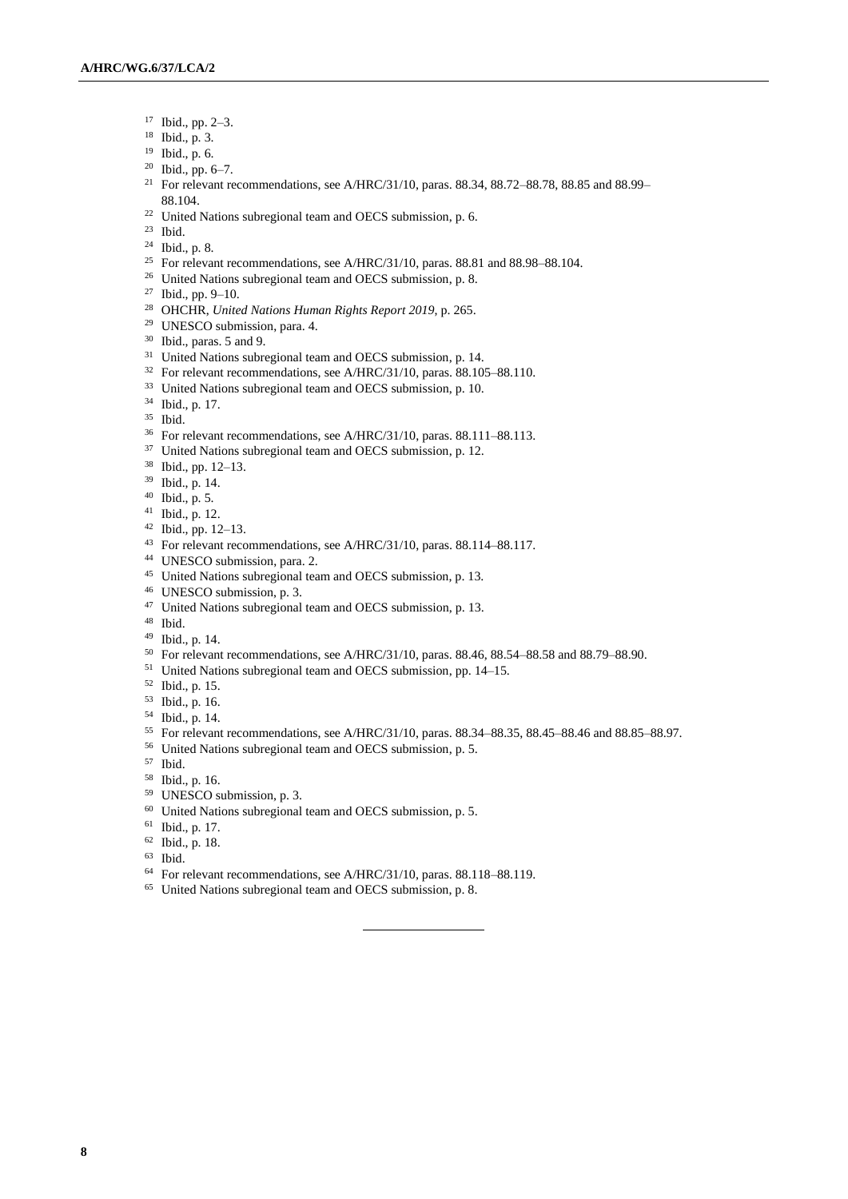[17] Ibid., pp. 2–3.

[18] Ibid., p. 3.

[19] Ibid., p. 6.

[20] Ibid., pp. 6–7.

[21] For relevant recommendations, see A/HRC/31/10, paras. 88.34, 88.72–88.78, 88.85 and 88.99–88.104.

[22] United Nations subregional team and OECS submission, p. 6.

[23] Ibid.

[24] Ibid., p. 8.

[25] For relevant recommendations, see A/HRC/31/10, paras. 88.81 and 88.98–88.104.

[26] United Nations subregional team and OECS submission, p. 8.

[27] Ibid., pp. 9–10.

[28] OHCHR, *United Nations Human Rights Report 2019*, p. 265.

[29] UNESCO submission, para. 4.

[30] Ibid., paras. 5 and 9.

[31] United Nations subregional team and OECS submission, p. 14.

[32] For relevant recommendations, see A/HRC/31/10, paras. 88.105–88.110.

[33] United Nations subregional team and OECS submission, p. 10.

[34] Ibid., p. 17.

[35] Ibid.

[36] For relevant recommendations, see A/HRC/31/10, paras. 88.111–88.113.

[37] United Nations subregional team and OECS submission, p. 12.

[38] Ibid., pp. 12–13.

[39] Ibid., p. 14.

[40] Ibid., p. 5.

[41] Ibid., p. 12.

[42] Ibid., pp. 12–13.

[43] For relevant recommendations, see A/HRC/31/10, paras. 88.114–88.117.

[44] UNESCO submission, para. 2.

[45] United Nations subregional team and OECS submission, p. 13.

[46] UNESCO submission, p. 3.

[47] United Nations subregional team and OECS submission, p. 13.

[48] Ibid.

[49] Ibid., p. 14.

[50] For relevant recommendations, see A/HRC/31/10, paras. 88.46, 88.54–88.58 and 88.79–88.90.

[51] United Nations subregional team and OECS submission, pp. 14–15.

[52] Ibid., p. 15.

[53] Ibid., p. 16.

[54] Ibid., p. 14.

[55] For relevant recommendations, see A/HRC/31/10, paras. 88.34–88.35, 88.45–88.46 and 88.85–88.97.

[56] United Nations subregional team and OECS submission, p. 5.

[57] Ibid.

[58] Ibid., p. 16.

[59] UNESCO submission, p. 3.

[60] United Nations subregional team and OECS submission, p. 5.

[61] Ibid., p. 17.

[62] Ibid., p. 18.

[63] Ibid.

[64] For relevant recommendations, see A/HRC/31/10, paras. 88.118–88.119.

[65] United Nations subregional team and OECS submission, p. 8.